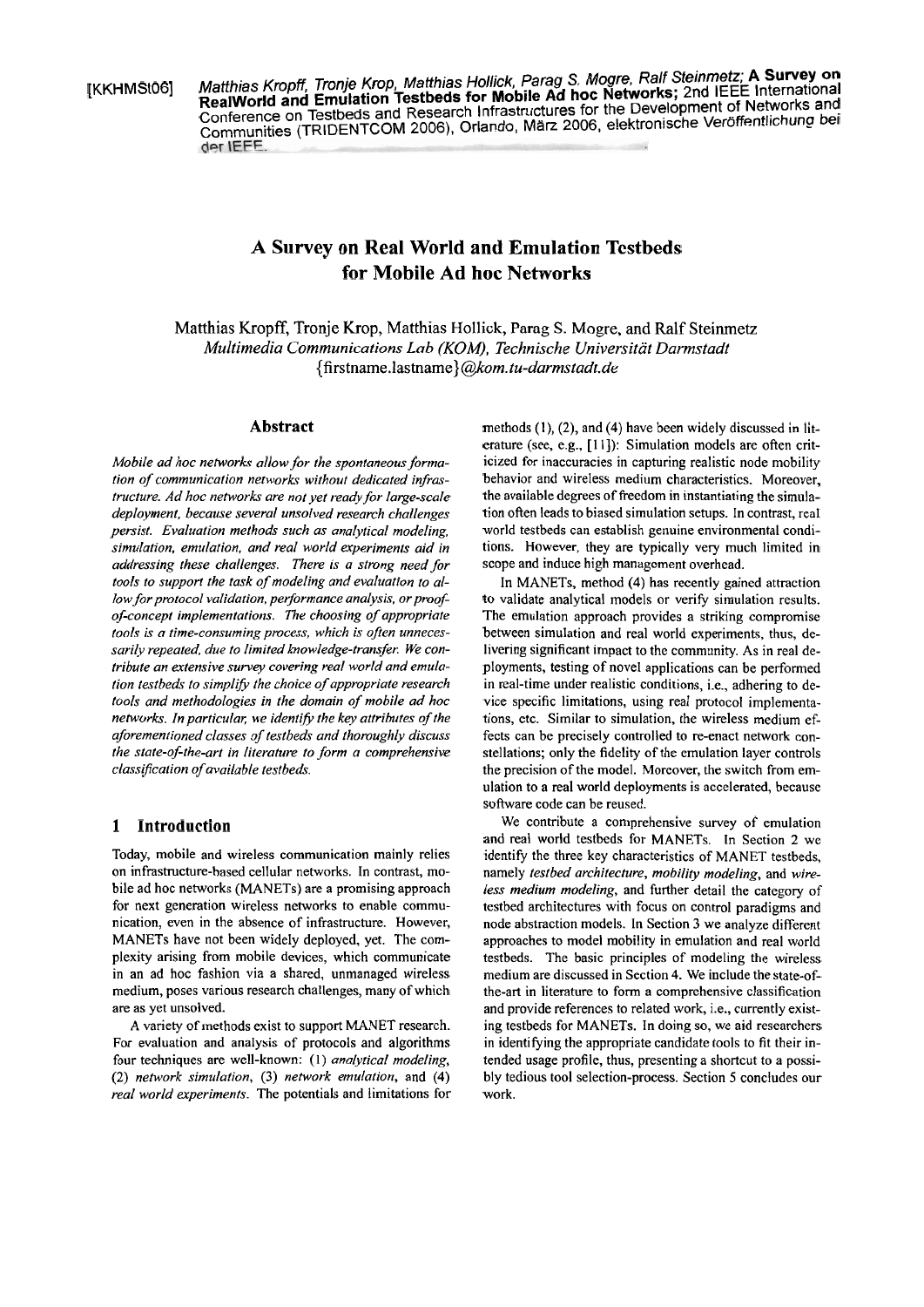[KKHMSt06] Matthias Kropff, Tronje Krop, Matthias Hollick, Parag S. Mogre, Ralf Steinmetz; **A Survey on RealWorld and Emulation Testbeds for Mobile Ad hoc Networks**; 2nd IEEE International Conference on Testbeds and Research Infrastructures for the Development of Networks and Communities (TRIDENTCOM 2006), Orlando, März 2006, elektronische Veröffentlichung bei der IEEE.

# A Survey on Real World and Emulation Testbeds for Mobile Ad hoc Networks

Matthias Kropff, Tronje Krop, Matthias Hollick, Parag S. Mogre, and Ralf Steinmetz
*Multimedia Communications Lab (KOM), Technische Universität Darmstadt*
{firstname.lastname}*@kom.tu-darmstadt.de*

## Abstract

*Mobile ad hoc networks allow for the spontaneous formation of communication networks without dedicated infrastructure. Ad hoc networks are not yet ready for large-scale deployment, because several unsolved research challenges persist. Evaluation methods such as analytical modeling, simulation, emulation, and real world experiments aid in addressing these challenges. There is a strong need for tools to support the task of modeling and evaluation to allow for protocol validation, performance analysis, or proof-of-concept implementations. The choosing of appropriate tools is a time-consuming process, which is often unnecessarily repeated, due to limited knowledge-transfer. We contribute an extensive survey covering real world and emulation testbeds to simplify the choice of appropriate research tools and methodologies in the domain of mobile ad hoc networks. In particular, we identify the key attributes of the aforementioned classes of testbeds and thoroughly discuss the state-of-the-art in literature to form a comprehensive classification of available testbeds.*

## 1 Introduction

Today, mobile and wireless communication mainly relies on infrastructure-based cellular networks. In contrast, mobile ad hoc networks (MANETs) are a promising approach for next generation wireless networks to enable communication, even in the absence of infrastructure. However, MANETs have not been widely deployed, yet. The complexity arising from mobile devices, which communicate in an ad hoc fashion via a shared, unmanaged wireless medium, poses various research challenges, many of which are as yet unsolved.

A variety of methods exist to support MANET research. For evaluation and analysis of protocols and algorithms four techniques are well-known: (1) *analytical modeling*, (2) *network simulation*, (3) *network emulation*, and (4) *real world experiments*. The potentials and limitations for methods (1), (2), and (4) have been widely discussed in literature (see, e.g., [11]): Simulation models are often criticized for inaccuracies in capturing realistic node mobility behavior and wireless medium characteristics. Moreover, the available degrees of freedom in instantiating the simulation often leads to biased simulation setups. In contrast, real world testbeds can establish genuine environmental conditions. However, they are typically very much limited in scope and induce high management overhead.

In MANETs, method (4) has recently gained attraction to validate analytical models or verify simulation results. The emulation approach provides a striking compromise between simulation and real world experiments, thus, delivering significant impact to the community. As in real deployments, testing of novel applications can be performed in real-time under realistic conditions, i.e., adhering to device specific limitations, using real protocol implementations, etc. Similar to simulation, the wireless medium effects can be precisely controlled to re-enact network constellations; only the fidelity of the emulation layer controls the precision of the model. Moreover, the switch from emulation to a real world deployments is accelerated, because software code can be reused.

We contribute a comprehensive survey of emulation and real world testbeds for MANETs. In Section 2 we identify the three key characteristics of MANET testbeds, namely *testbed architecture*, *mobility modeling*, and *wireless medium modeling*, and further detail the category of testbed architectures with focus on control paradigms and node abstraction models. In Section 3 we analyze different approaches to model mobility in emulation and real world testbeds. The basic principles of modeling the wireless medium are discussed in Section 4. We include the state-of-the-art in literature to form a comprehensive classification and provide references to related work, i.e., currently existing testbeds for MANETs. In doing so, we aid researchers in identifying the appropriate candidate tools to fit their intended usage profile, thus, presenting a shortcut to a possibly tedious tool selection-process. Section 5 concludes our work.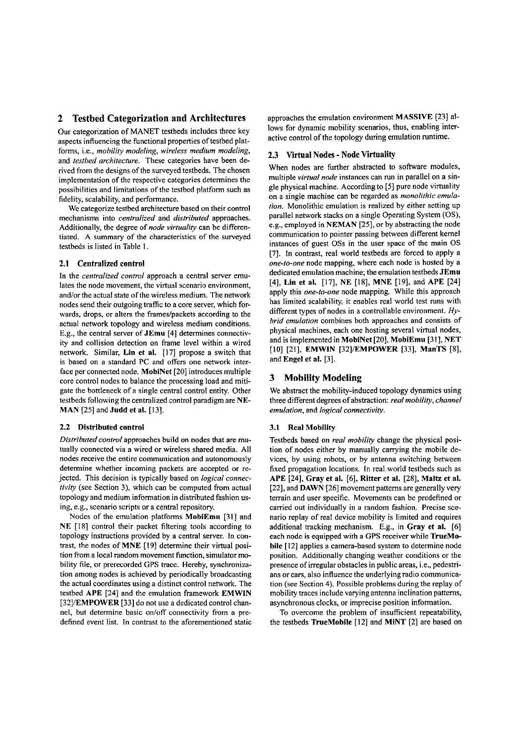## 2 Testbed Categorization and Architectures

Our categorization of MANET testbeds includes three key aspects influencing the functional properties of testbed platforms, i.e., *mobility modeling*, *wireless medium modeling*, and *testbed architecture*. These categories have been derived from the designs of the surveyed testbeds. The chosen implementation of the respective categories determines the possibilities and limitations of the testbed platform such as fidelity, scalability, and performance.

We categorize testbed architecture based on their control mechanisms into *centralized* and *distributed* approaches. Additionally, the degree of *node virtuality* can be differentiated. A summary of the characteristics of the surveyed testbeds is listed in Table 1.

### 2.1 Centralized control

In the *centralized control* approach a central server emulates the node movement, the virtual scenario environment, and/or the actual state of the wireless medium. The network nodes send their outgoing traffic to a core server, which forwards, drops, or alters the frames/packets according to the actual network topology and wireless medium conditions. E.g., the central server of **JEmu** [4] determines connectivity and collision detection on frame level within a wired network. Similar, **Lin et al.** [17] propose a switch that is based on a standard PC and offers one network interface per connected node. **MobiNet** [20] introduces multiple core control nodes to balance the processing load and mitigate the bottleneck of a single central control entity. Other testbeds following the centralized control paradigm are **NEMAN** [25] and **Judd et al.** [13].

### 2.2 Distributed control

*Distributed control* approaches build on nodes that are mutually connected via a wired or wireless shared media. All nodes receive the entire communication and autonomously determine whether incoming packets are accepted or rejected. This decision is typically based on *logical connectivity* (see Section 3), which can be computed from actual topology and medium information in distributed fashion using, e.g., scenario scripts or a central repository.

Nodes of the emulation platforms **MobiEmu** [31] and **NE** [18] control their packet filtering tools according to topology instructions provided by a central server. In contrast, the nodes of **MNE** [19] determine their virtual position from a local random movement function, simulator mobility file, or prerecorded GPS trace. Hereby, synchronization among nodes is achieved by periodically broadcasting the actual coordinates using a distinct control network. The testbed **APE** [24] and the emulation framework **EMWIN** [32]/**EMPOWER** [33] do not use a dedicated control channel, but determine basic on/off connectivity from a predefined event list. In contrast to the aforementioned static approaches the emulation environment **MASSIVE** [23] allows for dynamic mobility scenarios, thus, enabling interactive control of the topology during emulation runtime.

### 2.3 Virtual Nodes - Node Virtuality

When nodes are further abstracted to software modules, multiple *virtual node* instances can run in parallel on a single physical machine. According to [5] pure node virtuality on a single machine can be regarded as *monolithic emulation*. Monolithic emulation is realized by either setting up parallel network stacks on a single Operating System (OS), e.g., employed in **NEMAN** [25], or by abstracting the node communication to pointer passing between different kernel instances of guest OSs in the user space of the main OS [7]. In contrast, real world testbeds are forced to apply a *one-to-one* node mapping, where each node is hosted by a dedicated emulation machine; the emulation testbeds **JEmu** [4], **Lin et al.** [17], **NE** [18], **MNE** [19], and **APE** [24] apply this *one-to-one* node mapping. While this approach has limited scalability, it enables real world test runs with different types of nodes in a controllable environment. *Hybrid emulation* combines both approaches and consists of physical machines, each one hosting several virtual nodes, and is implemented in **MobiNet** [20], **MobiEmu** [31], **NET** [10] [21], **EMWIN** [32]/**EMPOWER** [33], **ManTS** [8], and **Engel et al.** [3].

## 3 Mobility Modeling

We abstract the mobility-induced topology dynamics using three different degrees of abstraction: *real mobility*, *channel emulation*, and *logical connectivity*.

### 3.1 Real Mobility

Testbeds based on *real mobility* change the physical position of nodes either by manually carrying the mobile devices, by using robots, or by antenna switching between fixed propagation locations. In real world testbeds such as **APE** [24], **Gray et al.** [6], **Ritter et al.** [28], **Maltz et al.** [22], and **DAWN** [26] movement patterns are generally very terrain and user specific. Movements can be predefined or carried out individually in a random fashion. Precise scenario replay of real device mobility is limited and requires additional tracking mechanism. E.g., in **Gray et al.** [6] each node is equipped with a GPS receiver while **TrueMobile** [12] applies a camera-based system to determine node position. Additionally changing weather conditions or the presence of irregular obstacles in public areas, i.e., pedestrians or cars, also influence the underlying radio communication (see Section 4). Possible problems during the replay of mobility traces include varying antenna inclination patterns, asynchronous clocks, or imprecise position information.

To overcome the problem of insufficient repeatability, the testbeds **TrueMobile** [12] and **MiNT** [2] are based on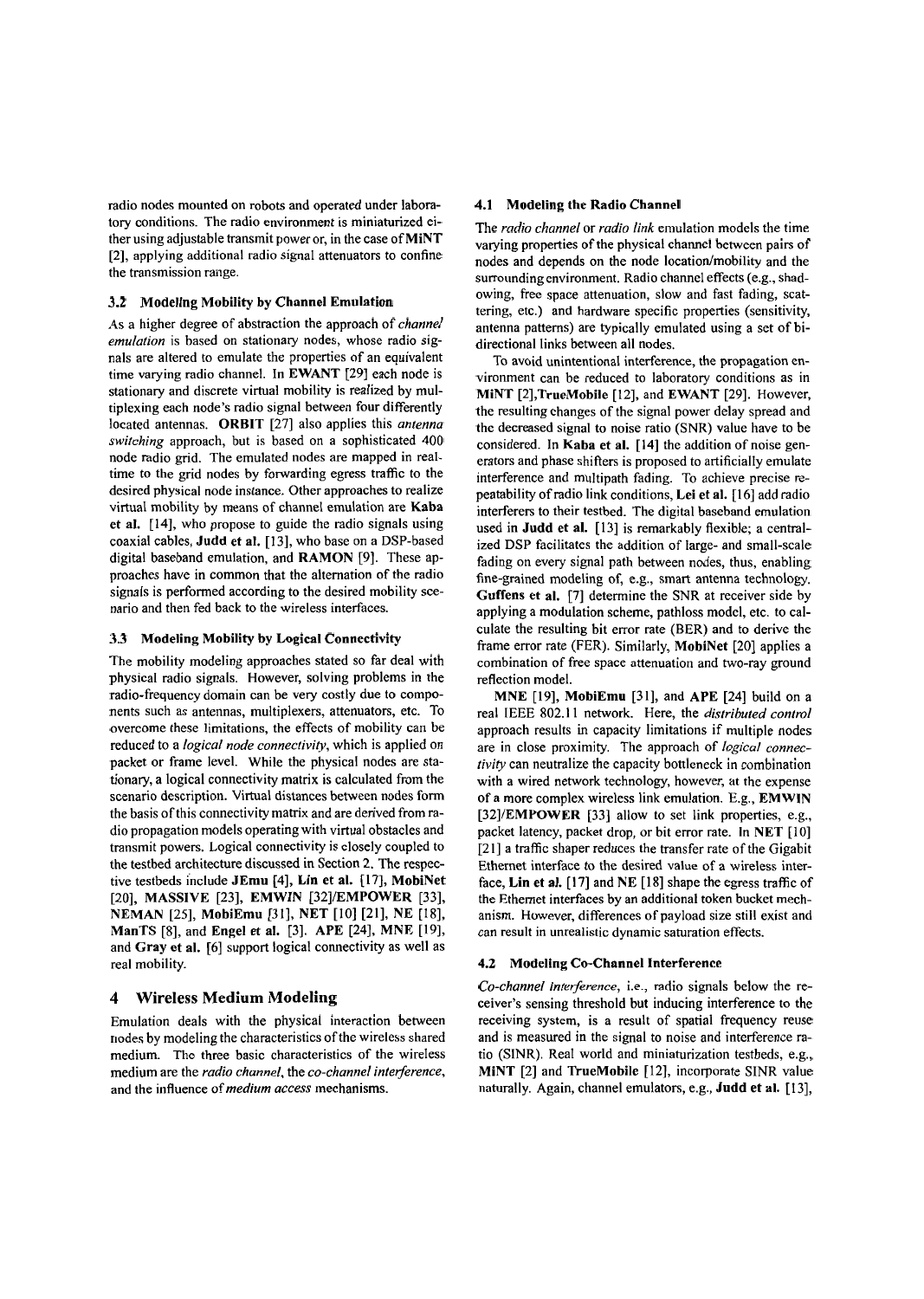radio nodes mounted on robots and operated under laboratory conditions. The radio environment is miniaturized either using adjustable transmit power or, in the case of **MiNT** [2], applying additional radio signal attenuators to confine the transmission range.

### 3.2 Modeling Mobility by Channel Emulation

As a higher degree of abstraction the approach of *channel emulation* is based on stationary nodes, whose radio signals are altered to emulate the properties of an equivalent time varying radio channel. In **EWANT** [29] each node is stationary and discrete virtual mobility is realized by multiplexing each node's radio signal between four differently located antennas. **ORBIT** [27] also applies this *antenna switching* approach, but is based on a sophisticated 400 node radio grid. The emulated nodes are mapped in real-time to the grid nodes by forwarding egress traffic to the desired physical node instance. Other approaches to realize virtual mobility by means of channel emulation are **Kaba et al.** [14], who propose to guide the radio signals using coaxial cables, **Judd et al.** [13], who base on a DSP-based digital baseband emulation, and **RAMON** [9]. These approaches have in common that the alternation of the radio signals is performed according to the desired mobility scenario and then fed back to the wireless interfaces.

### 3.3 Modeling Mobility by Logical Connectivity

The mobility modeling approaches stated so far deal with physical radio signals. However, solving problems in the radio-frequency domain can be very costly due to components such as antennas, multiplexers, attenuators, etc. To overcome these limitations, the effects of mobility can be reduced to a *logical node connectivity*, which is applied on packet or frame level. While the physical nodes are stationary, a logical connectivity matrix is calculated from the scenario description. Virtual distances between nodes form the basis of this connectivity matrix and are derived from radio propagation models operating with virtual obstacles and transmit powers. Logical connectivity is closely coupled to the testbed architecture discussed in Section 2. The respective testbeds include **JEmu** [4], **Lin et al.** [17], **MobiNet** [20], **MASSIVE** [23], **EMWIN** [32]/**EMPOWER** [33], **NEMAN** [25], **MobiEmu** [31], **NET** [10] [21], **NE** [18], **ManTS** [8], and **Engel et al.** [3]. **APE** [24], **MNE** [19], and **Gray et al.** [6] support logical connectivity as well as real mobility.

## 4 Wireless Medium Modeling

Emulation deals with the physical interaction between nodes by modeling the characteristics of the wireless shared medium. The three basic characteristics of the wireless medium are the *radio channel*, the *co-channel interference*, and the influence of *medium access* mechanisms.

### 4.1 Modeling the Radio Channel

The *radio channel* or *radio link* emulation models the time varying properties of the physical channel between pairs of nodes and depends on the node location/mobility and the surrounding environment. Radio channel effects (e.g., shadowing, free space attenuation, slow and fast fading, scattering, etc.) and hardware specific properties (sensitivity, antenna patterns) are typically emulated using a set of bi-directional links between all nodes.

To avoid unintentional interference, the propagation environment can be reduced to laboratory conditions as in **MiNT** [2],**TrueMobile** [12], and **EWANT** [29]. However, the resulting changes of the signal power delay spread and the decreased signal to noise ratio (SNR) value have to be considered. In **Kaba et al.** [14] the addition of noise generators and phase shifters is proposed to artificially emulate interference and multipath fading. To achieve precise repeatability of radio link conditions, **Lei et al.** [16] add radio interferers to their testbed. The digital baseband emulation used in **Judd et al.** [13] is remarkably flexible; a centralized DSP facilitates the addition of large- and small-scale fading on every signal path between nodes, thus, enabling fine-grained modeling of, e.g., smart antenna technology. **Guffens et al.** [7] determine the SNR at receiver side by applying a modulation scheme, pathloss model, etc. to calculate the resulting bit error rate (BER) and to derive the frame error rate (FER). Similarly, **MobiNet** [20] applies a combination of free space attenuation and two-ray ground reflection model.

**MNE** [19], **MobiEmu** [31], and **APE** [24] build on a real IEEE 802.11 network. Here, the *distributed control* approach results in capacity limitations if multiple nodes are in close proximity. The approach of *logical connectivity* can neutralize the capacity bottleneck in combination with a wired network technology, however, at the expense of a more complex wireless link emulation. E.g., **EMWIN** [32]/**EMPOWER** [33] allow to set link properties, e.g., packet latency, packet drop, or bit error rate. In **NET** [10] [21] a traffic shaper reduces the transfer rate of the Gigabit Ethernet interface to the desired value of a wireless interface, **Lin et al.** [17] and **NE** [18] shape the egress traffic of the Ethernet interfaces by an additional token bucket mechanism. However, differences of payload size still exist and can result in unrealistic dynamic saturation effects.

### 4.2 Modeling Co-Channel Interference

*Co-channel interference*, i.e., radio signals below the receiver's sensing threshold but inducing interference to the receiving system, is a result of spatial frequency reuse and is measured in the signal to noise and interference ratio (SINR). Real world and miniaturization testbeds, e.g., **MiNT** [2] and **TrueMobile** [12], incorporate SINR value naturally. Again, channel emulators, e.g., **Judd et al.** [13],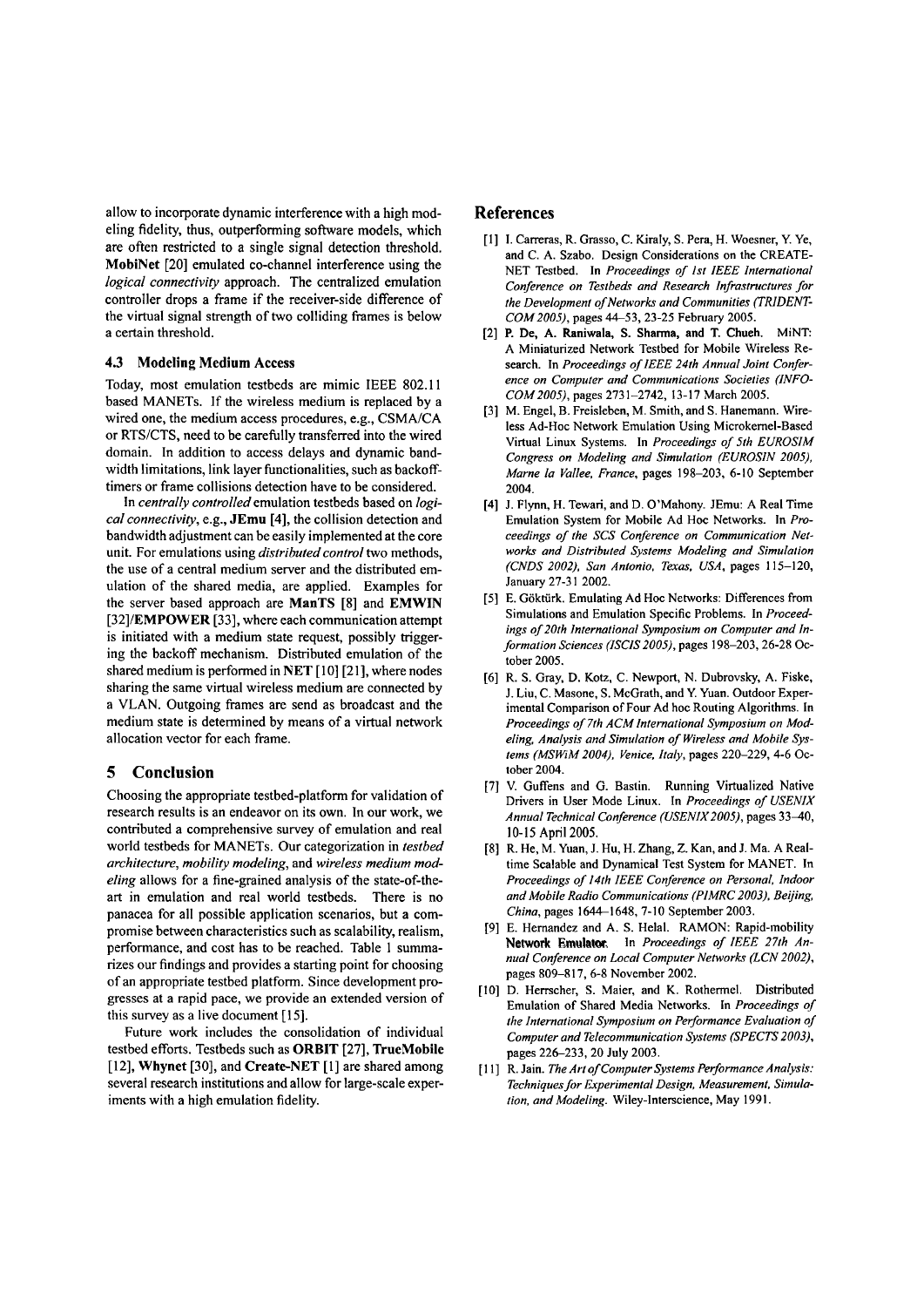allow to incorporate dynamic interference with a high modeling fidelity, thus, outperforming software models, which are often restricted to a single signal detection threshold. **MobiNet** [20] emulated co-channel interference using the *logical connectivity* approach. The centralized emulation controller drops a frame if the receiver-side difference of the virtual signal strength of two colliding frames is below a certain threshold.

### 4.3 Modeling Medium Access

Today, most emulation testbeds are mimic IEEE 802.11 based MANETs. If the wireless medium is replaced by a wired one, the medium access procedures, e.g., CSMA/CA or RTS/CTS, need to be carefully transferred into the wired domain. In addition to access delays and dynamic bandwidth limitations, link layer functionalities, such as backoff-timers or frame collisions detection have to be considered.

In *centrally controlled* emulation testbeds based on *logical connectivity*, e.g., **JEmu** [4], the collision detection and bandwidth adjustment can be easily implemented at the core unit. For emulations using *distributed control* two methods, the use of a central medium server and the distributed emulation of the shared media, are applied. Examples for the server based approach are **ManTS** [8] and **EMWIN** [32]/**EMPOWER** [33], where each communication attempt is initiated with a medium state request, possibly triggering the backoff mechanism. Distributed emulation of the shared medium is performed in **NET** [10] [21], where nodes sharing the same virtual wireless medium are connected by a VLAN. Outgoing frames are send as broadcast and the medium state is determined by means of a virtual network allocation vector for each frame.

## 5 Conclusion

Choosing the appropriate testbed-platform for validation of research results is an endeavor on its own. In our work, we contributed a comprehensive survey of emulation and real world testbeds for MANETs. Our categorization in *testbed architecture*, *mobility modeling*, and *wireless medium modeling* allows for a fine-grained analysis of the state-of-the-art in emulation and real world testbeds. There is no panacea for all possible application scenarios, but a compromise between characteristics such as scalability, realism, performance, and cost has to be reached. Table 1 summarizes our findings and provides a starting point for choosing of an appropriate testbed platform. Since development progresses at a rapid pace, we provide an extended version of this survey as a live document [15].

Future work includes the consolidation of individual testbed efforts. Testbeds such as **ORBIT** [27], **TrueMobile** [12], **Whynet** [30], and **Create-NET** [1] are shared among several research institutions and allow for large-scale experiments with a high emulation fidelity.

## References

[1] I. Carreras, R. Grasso, C. Kiraly, S. Pera, H. Woesner, Y. Ye, and C. A. Szabo. Design Considerations on the CREATE-NET Testbed. In *Proceedings of 1st IEEE International Conference on Testbeds and Research Infrastructures for the Development of Networks and Communities (TRIDENT-COM 2005)*, pages 44–53, 23-25 February 2005.

[2] P. De, A. Raniwala, S. Sharma, and T. Chueh. MiNT: A Miniaturized Network Testbed for Mobile Wireless Research. In *Proceedings of IEEE 24th Annual Joint Conference on Computer and Communications Societies (INFO-COM 2005)*, pages 2731–2742, 13-17 March 2005.

[3] M. Engel, B. Freisleben, M. Smith, and S. Hanemann. Wireless Ad-Hoc Network Emulation Using Microkernel-Based Virtual Linux Systems. In *Proceedings of 5th EUROSIM Congress on Modeling and Simulation (EUROSIN 2005), Marne la Vallee, France*, pages 198–203, 6-10 September 2004.

[4] J. Flynn, H. Tewari, and D. O'Mahony. JEmu: A Real Time Emulation System for Mobile Ad Hoc Networks. In *Proceedings of the SCS Conference on Communication Networks and Distributed Systems Modeling and Simulation (CNDS 2002), San Antonio, Texas, USA*, pages 115–120, January 27-31 2002.

[5] E. Göktürk. Emulating Ad Hoc Networks: Differences from Simulations and Emulation Specific Problems. In *Proceedings of 20th International Symposium on Computer and Information Sciences (ISCIS 2005)*, pages 198–203, 26-28 October 2005.

[6] R. S. Gray, D. Kotz, C. Newport, N. Dubrovsky, A. Fiske, J. Liu, C. Masone, S. McGrath, and Y. Yuan. Outdoor Experimental Comparison of Four Ad hoc Routing Algorithms. In *Proceedings of 7th ACM International Symposium on Modeling, Analysis and Simulation of Wireless and Mobile Systems (MSWiM 2004), Venice, Italy*, pages 220–229, 4-6 October 2004.

[7] V. Guffens and G. Bastin. Running Virtualized Native Drivers in User Mode Linux. In *Proceedings of USENIX Annual Technical Conference (USENIX 2005)*, pages 33–40, 10-15 April 2005.

[8] R. He, M. Yuan, J. Hu, H. Zhang, Z. Kan, and J. Ma. A Real-time Scalable and Dynamical Test System for MANET. In *Proceedings of 14th IEEE Conference on Personal, Indoor and Mobile Radio Communications (PIMRC 2003), Beijing, China*, pages 1644–1648, 7-10 September 2003.

[9] E. Hernandez and A. S. Helal. RAMON: Rapid-mobility Network Emulator. In *Proceedings of IEEE 27th Annual Conference on Local Computer Networks (LCN 2002)*, pages 809–817, 6-8 November 2002.

[10] D. Herrscher, S. Maier, and K. Rothermel. Distributed Emulation of Shared Media Networks. In *Proceedings of the International Symposium on Performance Evaluation of Computer and Telecommunication Systems (SPECTS 2003)*, pages 226–233, 20 July 2003.

[11] R. Jain. *The Art of Computer Systems Performance Analysis: Techniques for Experimental Design, Measurement, Simulation, and Modeling*. Wiley-Interscience, May 1991.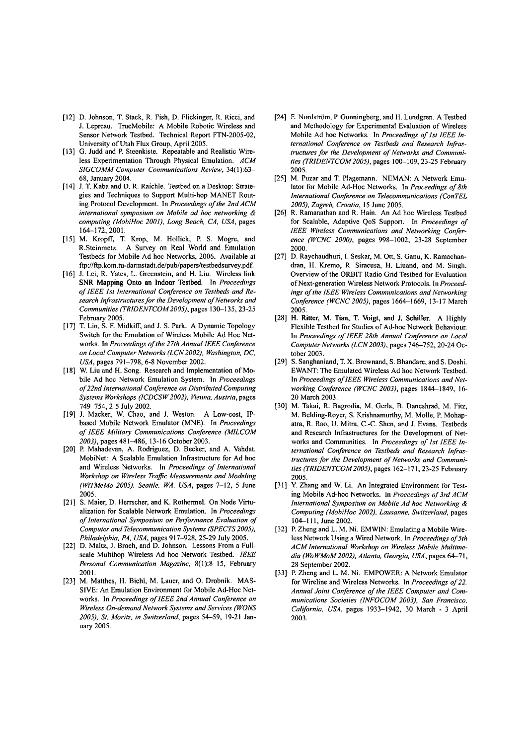[12] D. Johnson, T. Stack, R. Fish, D. Flickinger, R. Ricci, and J. Lepreau. TrueMobile: A Mobile Robotic Wireless and Sensor Network Testbed. Technical Report FTN-2005-02, University of Utah Flux Group, April 2005.

[13] G. Judd and P. Steenkiste. Repeatable and Realistic Wireless Experimentation Through Physical Emulation. *ACM SIGCOMM Computer Communications Review*, 34(1):63–68, January 2004.

[14] J. T. Kaba and D. R. Raichle. Testbed on a Desktop: Strategies and Techniques to Support Multi-hop MANET Routing Protocol Development. In *Proceedings of the 2nd ACM international symposium on Mobile ad hoc networking & computing (MobiHoc 2001), Long Beach, CA, USA*, pages 164–172, 2001.

[15] M. Kropff, T. Krop, M. Hollick, P. S. Mogre, and R.Steinmetz. A Survey on Real World and Emulation Testbeds for Mobile Ad hoc Networks, 2006. Available at ftp://ftp.kom.tu-darmstadt.de/pub/papers/testbedsurvey.pdf.

[16] J. Lei, R. Yates, L. Greenstein, and H. Liu. Wireless link SNR Mapping Onto an Indoor Testbed. In *Proceedings of IEEE 1st International Conference on Testbeds and Research Infrastructures for the Development of Networks and Communities (TRIDENTCOM 2005)*, pages 130–135, 23-25 February 2005.

[17] T. Lin, S. F. Midkiff, and J. S. Park. A Dynamic Topology Switch for the Emulation of Wireless Mobile Ad Hoc Networks. In *Proceedings of the 27th Annual IEEE Conference on Local Computer Networks (LCN 2002), Washington, DC, USA*, pages 791–798, 6-8 November 2002.

[18] W. Liu and H. Song. Research and Implementation of Mobile Ad hoc Network Emulation System. In *Proceedings of 22nd International Conference on Distributed Computing Systems Workshops (ICDCSW 2002), Vienna, Austria*, pages 749–754, 2-5 July 2002.

[19] J. Macker, W. Chao, and J. Weston. A Low-cost, IP-based Mobile Network Emulator (MNE). In *Proceedings of IEEE Military Communications Conference (MILCOM 2003)*, pages 481–486, 13-16 October 2003.

[20] P. Mahadevan, A. Rodriguez, D. Becker, and A. Vahdat. MobiNet: A Scalable Emulation Infrastructure for Ad hoc and Wireless Networks. In *Proceedings of International Workshop on Wireless Traffic Measurements and Modeling (WiTMeMo 2005), Seattle, WA, USA*, pages 7–12, 5 June 2005.

[21] S. Maier, D. Herrscher, and K. Rothermel. On Node Virtualization for Scalable Network Emulation. In *Proceedings of International Symposium on Performance Evaluation of Computer and Telecommunication Systems (SPECTS 2005), Philadelphia, PA, USA*, pages 917–928, 25-29 July 2005.

[22] D. Maltz, J. Broch, and D. Johnson. Lessons From a Full-scale Multihop Wireless Ad hoc Network Testbed. *IEEE Personal Communication Magazine*, 8(1):8–15, February 2001.

[23] M. Matthes, H. Biehl, M. Lauer, and O. Drobnik. MASSIVE: An Emulation Environment for Mobile Ad-Hoc Networks. In *Proceedings of IEEE 2nd Annual Conference on Wireless On-demand Network Systems and Services (WONS 2005), St. Moritz, in Switzerland*, pages 54–59, 19-21 January 2005.

[24] E. Nordström, P. Gunningberg, and H. Lundgren. A Testbed and Methodology for Experimental Evaluation of Wireless Mobile Ad hoc Networks. In *Proceedings of 1st IEEE International Conference on Testbeds and Research Infrastructures for the Development of Networks and Communities (TRIDENTCOM 2005)*, pages 100–109, 23-25 February 2005.

[25] M. Puzar and T. Plagemann. NEMAN: A Network Emulator for Mobile Ad-Hoc Networks. In *Proceedings of 8th International Conference on Telecommunications (ConTEL 2005), Zagreb, Croatia*, 15 June 2005.

[26] R. Ramanathan and R. Hain. An Ad hoc Wireless Testbed for Scalable, Adaptive QoS Support. In *Proceedings of IEEE Wireless Communications and Networking Conference (WCNC 2000)*, pages 998–1002, 23-28 September 2000.

[27] D. Raychaudhuri, I. Seskar, M. Ott, S. Ganu, K. Ramachandran, H. Kremo, R. Siracusa, H. Liuand, and M. Singh. Overview of the ORBIT Radio Grid Testbed for Evaluation of Next-generation Wireless Network Protocols. In *Proceedings of the IEEE Wireless Communications and Networking Conference (WCNC 2005)*, pages 1664–1669, 13-17 March 2005.

[28] H. Ritter, M. Tian, T. Voigt, and J. Schiller. A Highly Flexible Testbed for Studies of Ad-hoc Network Behaviour. In *Proceedings of IEEE 28th Annual Conference on Local Computer Networks (LCN 2003)*, pages 746–752, 20-24 October 2003.

[29] S. Sanghaniand, T. X. Brownand, S. Bhandare, and S. Doshi. EWANT: The Emulated Wireless Ad hoc Network Testbed. In *Proceedings of IEEE Wireless Communications and Networking Conference (WCNC 2003)*, pages 1844–1849, 16-20 March 2003.

[30] M. Takai, R. Bagrodia, M. Gerla, B. Daneshrad, M. Fitz, M. Belding-Royer, S. Krishnamurthy, M. Molle, P. Mohapatra, R. Rao, U. Mitra, C.-C. Shen, and J. Evans. Testbeds and Research Infrastructures for the Development of Networks and Communities. In *Proceedings of 1st IEEE International Conference on Testbeds and Research Infrastructures for the Development of Networks and Communities (TRIDENTCOM 2005)*, pages 162–171, 23-25 February 2005.

[31] Y. Zhang and W. Li. An Integrated Environment for Testing Mobile Ad-hoc Networks. In *Proceedings of 3rd ACM International Symposium on Mobile Ad hoc Networking & Computing (MobiHoc 2002), Lausanne, Switzerland*, pages 104–111, June 2002.

[32] P. Zheng and L. M. Ni. EMWIN: Emulating a Mobile Wireless Network Using a Wired Network. In *Proceedings of 5th ACM International Workshop on Wireless Mobile Multimedia (WoWMoM 2002), Atlanta, Georgia, USA*, pages 64–71, 28 September 2002.

[33] P. Zheng and L. M. Ni. EMPOWER: A Network Emulator for Wireline and Wireless Networks. In *Proceedings of 22. Annual Joint Conference of the IEEE Computer and Communications Societies (INFOCOM 2003), San Francisco, California, USA*, pages 1933–1942, 30 March - 3 April 2003.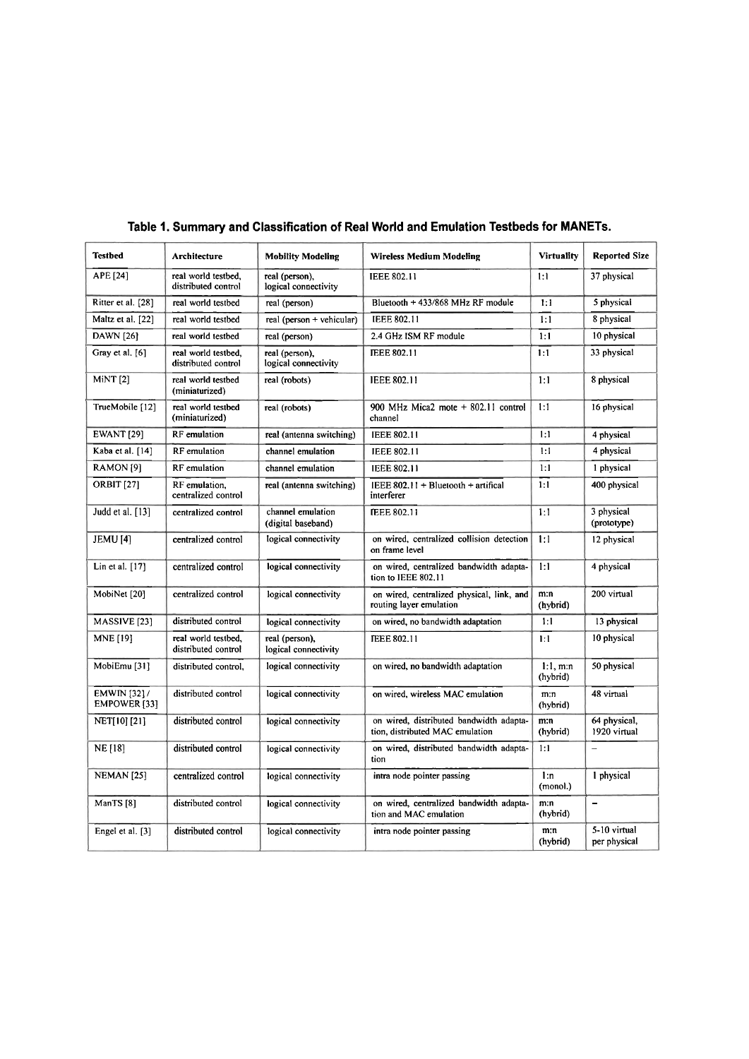**Table 1. Summary and Classification of Real World and Emulation Testbeds for MANETs.**

| Testbed | Architecture | Mobility Modeling | Wireless Medium Modeling | Virtuality | Reported Size |
|---|---|---|---|---|---|
| APE [24] | real world testbed, distributed control | real (person), logical connectivity | IEEE 802.11 | 1:1 | 37 physical |
| Ritter et al. [28] | real world testbed | real (person) | Bluetooth + 433/868 MHz RF module | 1:1 | 5 physical |
| Maltz et al. [22] | real world testbed | real (person + vehicular) | IEEE 802.11 | 1:1 | 8 physical |
| DAWN [26] | real world testbed | real (person) | 2.4 GHz ISM RF module | 1:1 | 10 physical |
| Gray et al. [6] | real world testbed, distributed control | real (person), logical connectivity | IEEE 802.11 | 1:1 | 33 physical |
| MiNT [2] | real world testbed (miniaturized) | real (robots) | IEEE 802.11 | 1:1 | 8 physical |
| TrueMobile [12] | real world testbed (miniaturized) | real (robots) | 900 MHz Mica2 mote + 802.11 control channel | 1:1 | 16 physical |
| EWANT [29] | RF emulation | real (antenna switching) | IEEE 802.11 | 1:1 | 4 physical |
| Kaba et al. [14] | RF emulation | channel emulation | IEEE 802.11 | 1:1 | 4 physical |
| RAMON [9] | RF emulation | channel emulation | IEEE 802.11 | 1:1 | 1 physical |
| ORBIT [27] | RF emulation, centralized control | real (antenna switching) | IEEE 802.11 + Bluetooth + artifical interferer | 1:1 | 400 physical |
| Judd et al. [13] | centralized control | channel emulation (digital baseband) | IEEE 802.11 | 1:1 | 3 physical (prototype) |
| JEMU [4] | centralized control | logical connectivity | on wired, centralized collision detection on frame level | 1:1 | 12 physical |
| Lin et al. [17] | centralized control | logical connectivity | on wired, centralized bandwidth adaptation to IEEE 802.11 | 1:1 | 4 physical |
| MobiNet [20] | centralized control | logical connectivity | on wired, centralized physical, link, and routing layer emulation | m:n (hybrid) | 200 virtual |
| MASSIVE [23] | distributed control | logical connectivity | on wired, no bandwidth adaptation | 1:1 | 13 physical |
| MNE [19] | real world testbed, distributed control | real (person), logical connectivity | IEEE 802.11 | 1:1 | 10 physical |
| MobiEmu [31] | distributed control, | logical connectivity | on wired, no bandwidth adaptation | 1:1, m:n (hybrid) | 50 physical |
| EMWIN [32] / EMPOWER [33] | distributed control | logical connectivity | on wired, wireless MAC emulation | m:n (hybrid) | 48 virtual |
| NET[10] [21] | distributed control | logical connectivity | on wired, distributed bandwidth adaptation, distributed MAC emulation | m:n (hybrid) | 64 physical, 1920 virtual |
| NE [18] | distributed control | logical connectivity | on wired, distributed bandwidth adaptation | 1:1 | – |
| NEMAN [25] | centralized control | logical connectivity | intra node pointer passing | 1:n (monol.) | 1 physical |
| ManTS [8] | distributed control | logical connectivity | on wired, centralized bandwidth adaptation and MAC emulation | m:n (hybrid) | – |
| Engel et al. [3] | distributed control | logical connectivity | intra node pointer passing | m:n (hybrid) | 5-10 virtual per physical |